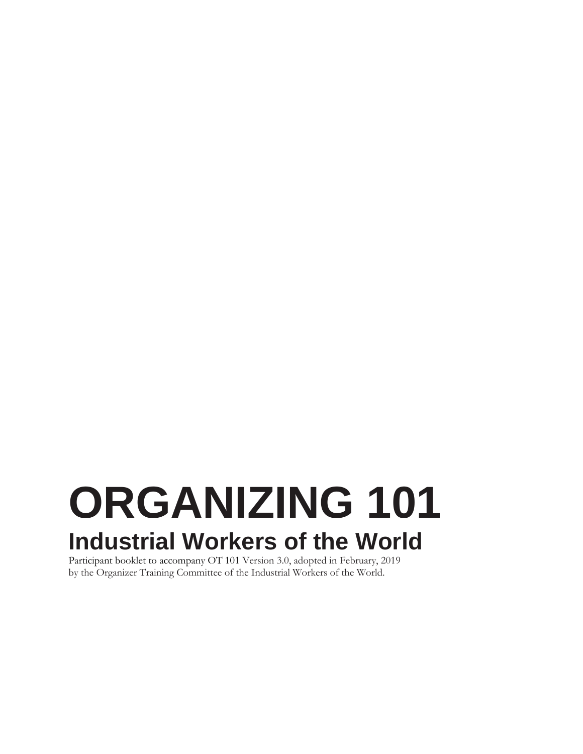# ORGANIZING 101

## Industrial Workers of the World

Participant booklet to accompany OT 101 Version 3.0, adopted in February, 2019 by the Organizer Training Committee of the Industrial Workers of the World.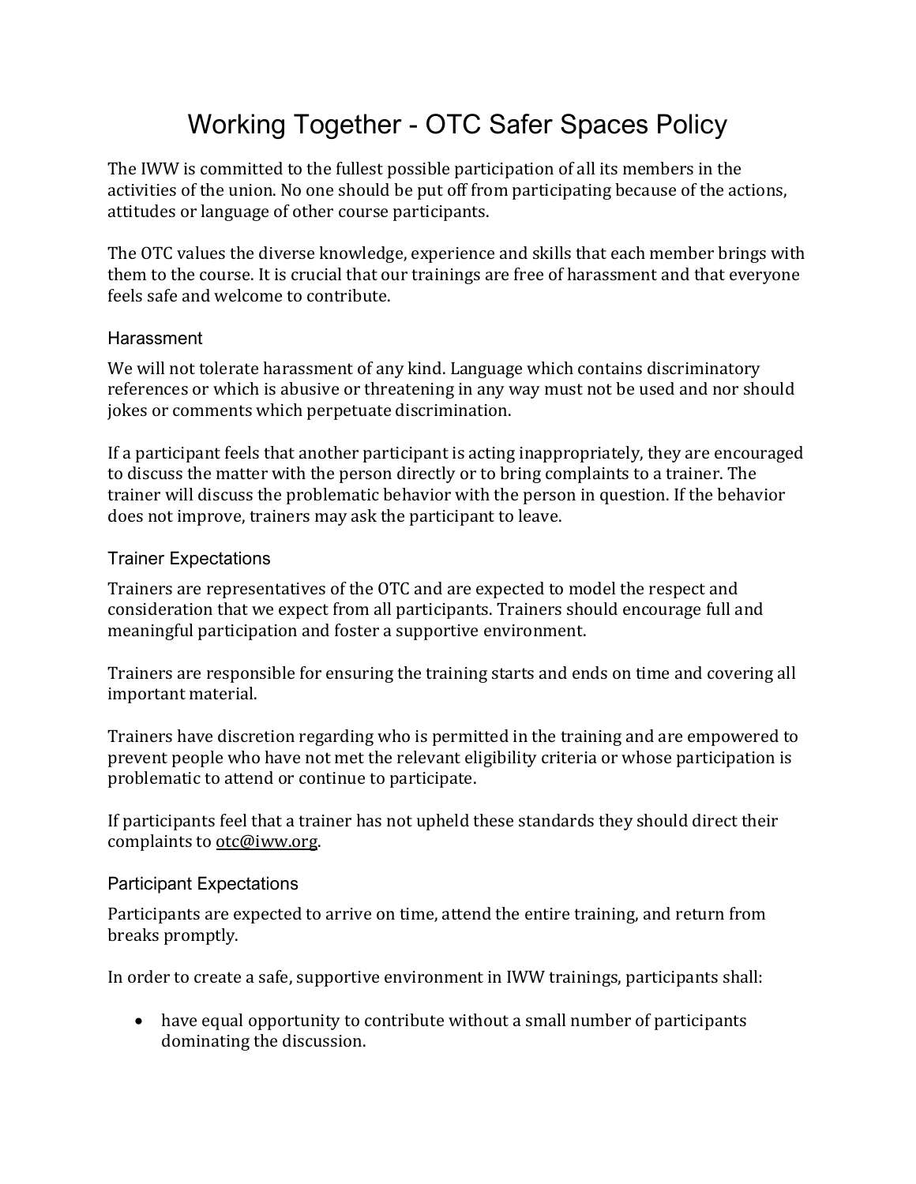# Working Together - OTC Safer Spaces Policy

The IWW is committed to the fullest possible participation of all its members in the activities of the union. No one should be put off from participating because of the actions, attitudes or language of other course participants.

The OTC values the diverse knowledge, experience and skills that each member brings with them to the course. It is crucial that our trainings are free of harassment and that everyone feels safe and welcome to contribute.

## Harassment

We will not tolerate harassment of any kind. Language which contains discriminatory references or which is abusive or threatening in any way must not be used and nor should jokes or comments which perpetuate discrimination.

If a participant feels that another participant is acting inappropriately, they are encouraged to discuss the matter with the person directly or to bring complaints to a trainer. The trainer will discuss the problematic behavior with the person in question. If the behavior does not improve, trainers may ask the participant to leave.

## Trainer Expectations

Trainers are representatives of the OTC and are expected to model the respect and consideration that we expect from all participants. Trainers should encourage full and meaningful participation and foster a supportive environment.

Trainers are responsible for ensuring the training starts and ends on time and covering all important material.

Trainers have discretion regarding who is permitted in the training and are empowered to prevent people who have not met the relevant eligibility criteria or whose participation is problematic to attend or continue to participate.

If participants feel that a trainer has not upheld these standards they should direct their complaints to otc@iww.org.

## Participant Expectations

Participants are expected to arrive on time, attend the entire training, and return from breaks promptly.

In order to create a safe, supportive environment in IWW trainings, participants shall:

- have equal opportunity to contribute without a small number of participants dominating the discussion.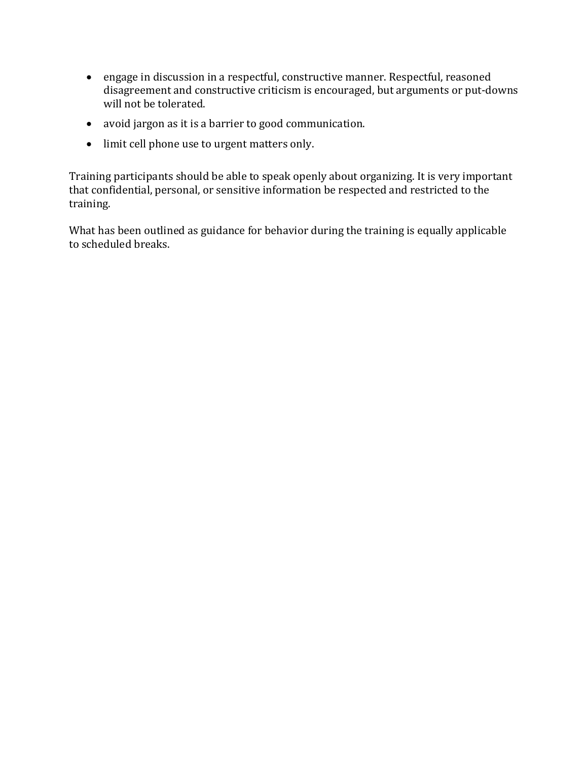- engage in discussion in a respectful, constructive manner. Respectful, reasoned disagreement and constructive criticism is encouraged, but arguments or put-downs will not be tolerated.
- avoid jargon as it is a barrier to good communication.
- limit cell phone use to urgent matters only.

Training participants should be able to speak openly about organizing. It is very important that confidential, personal, or sensitive information be respected and restricted to the training.

What has been outlined as guidance for behavior during the training is equally applicable to scheduled breaks.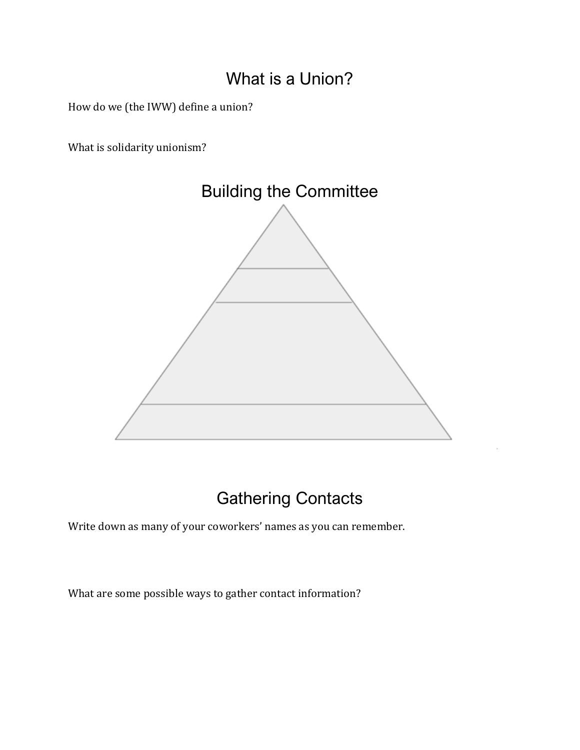# What is a Union?

How do we (the IWW) define a union?

What is solidarity unionism?

# Building the Committee

# Gathering Contacts

Write down as many of your coworkers' names as you can remember.

What are some possible ways to gather contact information?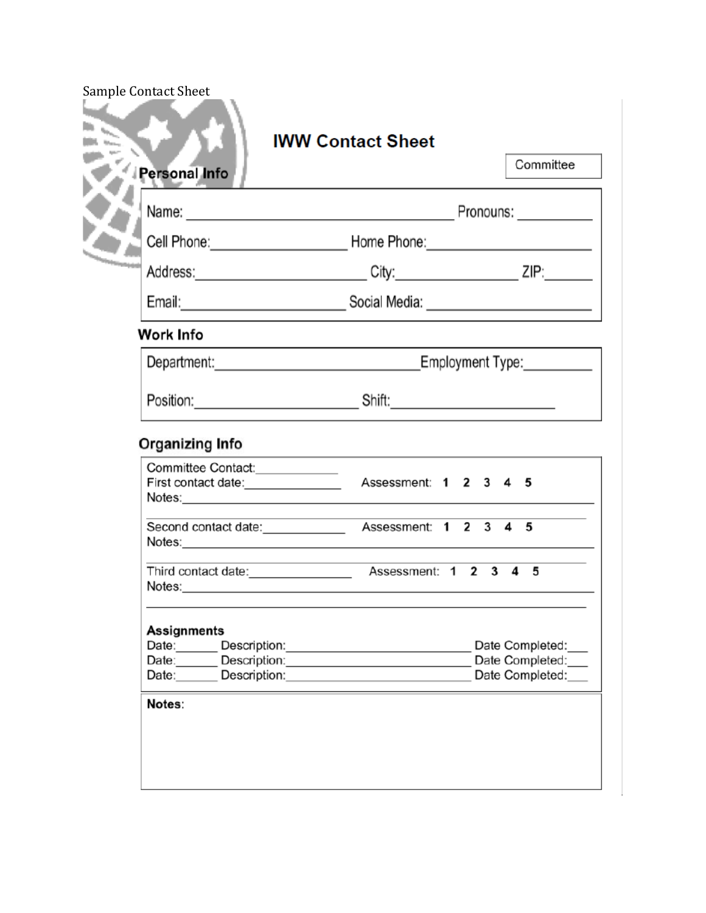Sample Contact Sheet

# IWW Contact Sheet

Committee

## Personal Info

Name: ______________________________ Pronouns: __________

Cell Phone: __________________ Home Phone: ____________________

Address: ____________________ City: ______________ ZIP: ______

Email: ____________________ Social Media: ____________________

## Work Info

Department: ________________________ Employment Type: _________

Position: ____________________ Shift: ____________________

## Organizing Info

Committee Contact: ____________

First contact date: ______________ Assessment: **1 2 3 4 5**

Notes: ____________________________________________________________

Second contact date: ____________ Assessment: **1 2 3 4 5**

Notes: ____________________________________________________________

Third contact date: ______________ Assessment: **1 2 3 4 5**

Notes: ____________________________________________________________

**Assignments**

Date: ______ Description: __________________________ Date Completed: ___

Date: ______ Description: __________________________ Date Completed: ___

Date: ______ Description: __________________________ Date Completed: ___

**Notes**: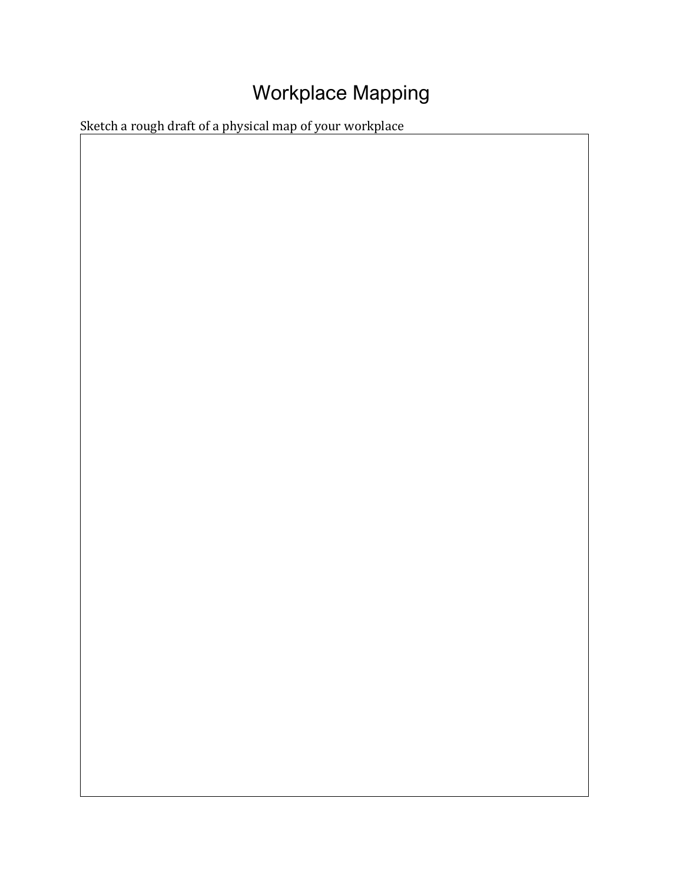# Workplace Mapping

Sketch a rough draft of a physical map of your workplace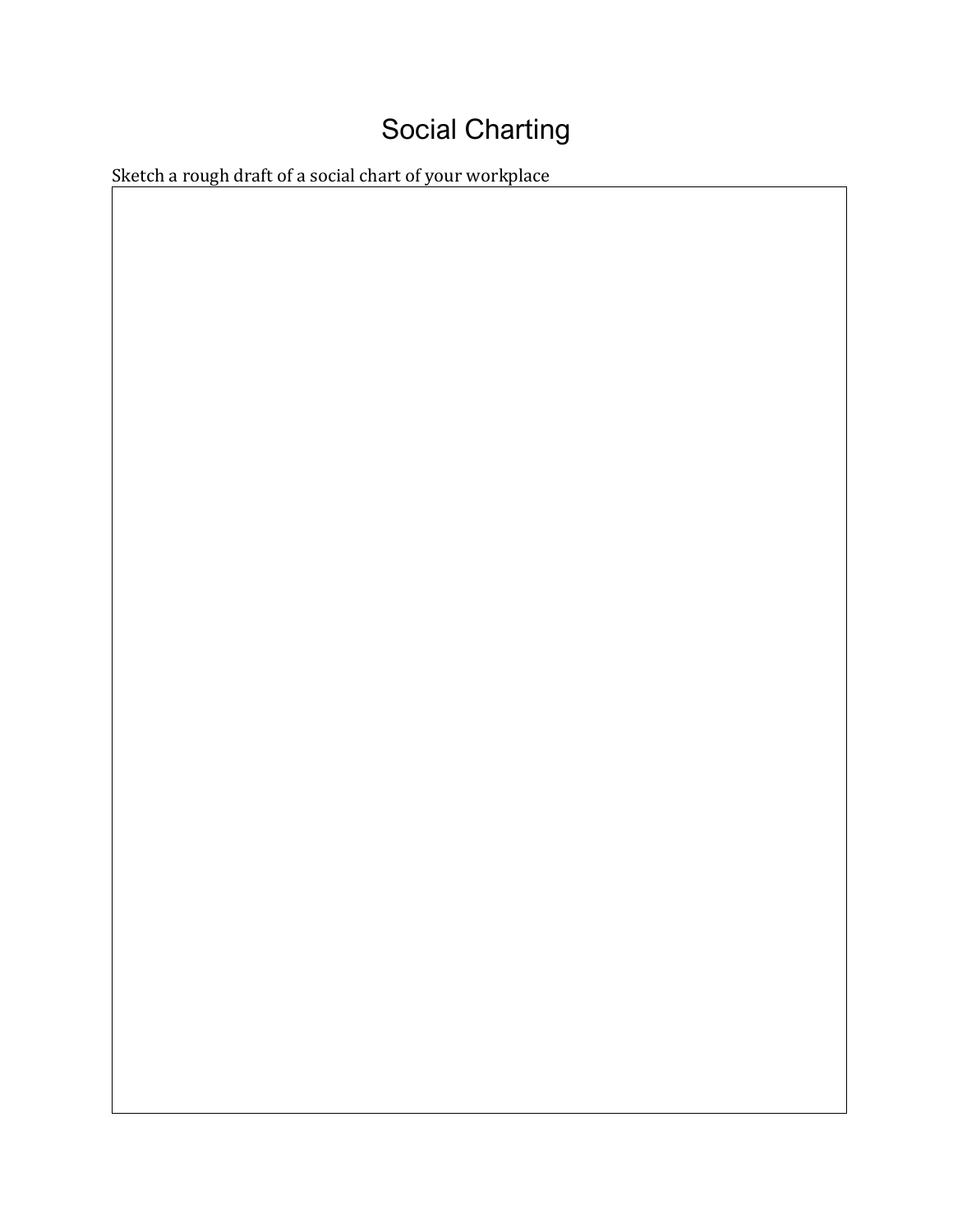# Social Charting

Sketch a rough draft of a social chart of your workplace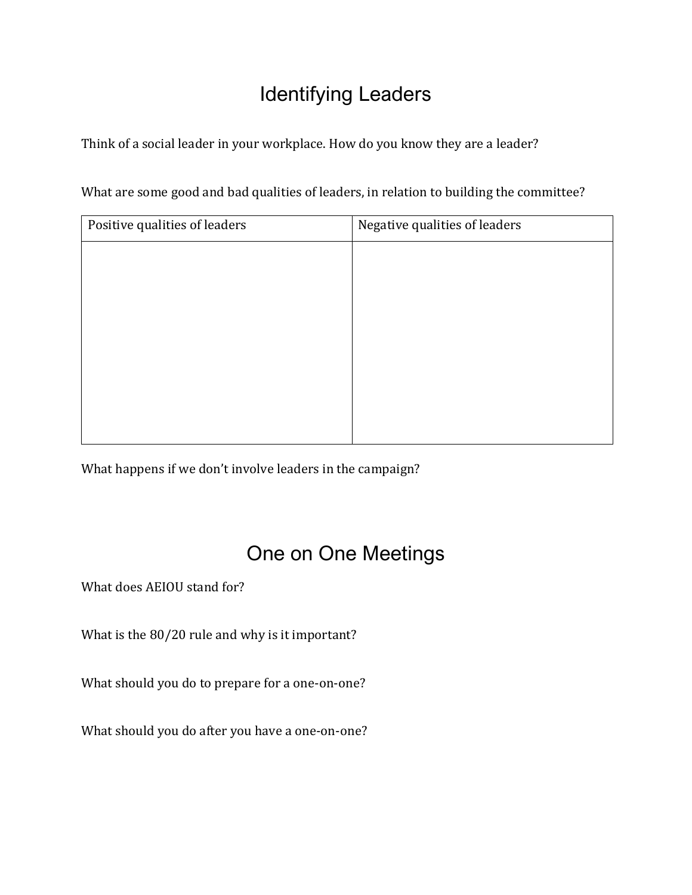# Identifying Leaders

Think of a social leader in your workplace. How do you know they are a leader?

What are some good and bad qualities of leaders, in relation to building the committee?

| Positive qualities of leaders | Negative qualities of leaders |
|---|---|
| | |

What happens if we don't involve leaders in the campaign?

# One on One Meetings

What does AEIOU stand for?

What is the 80/20 rule and why is it important?

What should you do to prepare for a one-on-one?

What should you do after you have a one-on-one?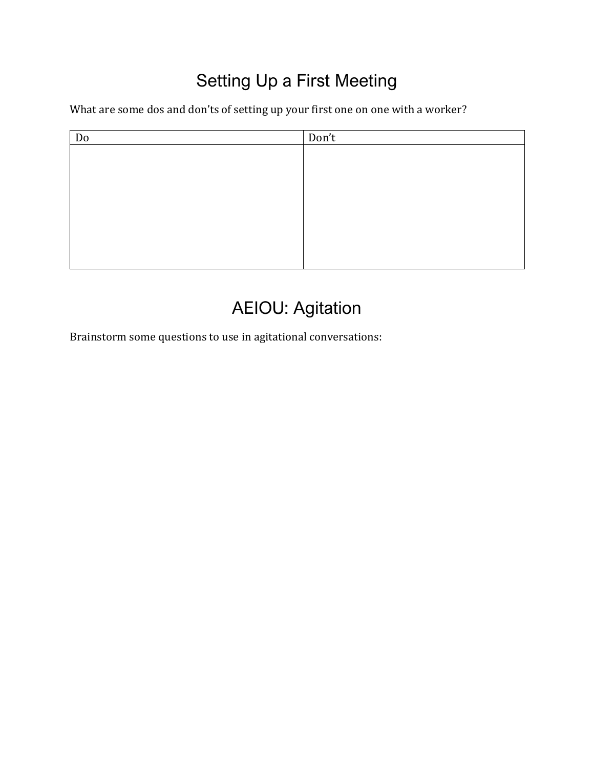# Setting Up a First Meeting

What are some dos and don'ts of setting up your first one on one with a worker?

| Do | Don't |
| --- | --- |
| | |

# AEIOU: Agitation

Brainstorm some questions to use in agitational conversations: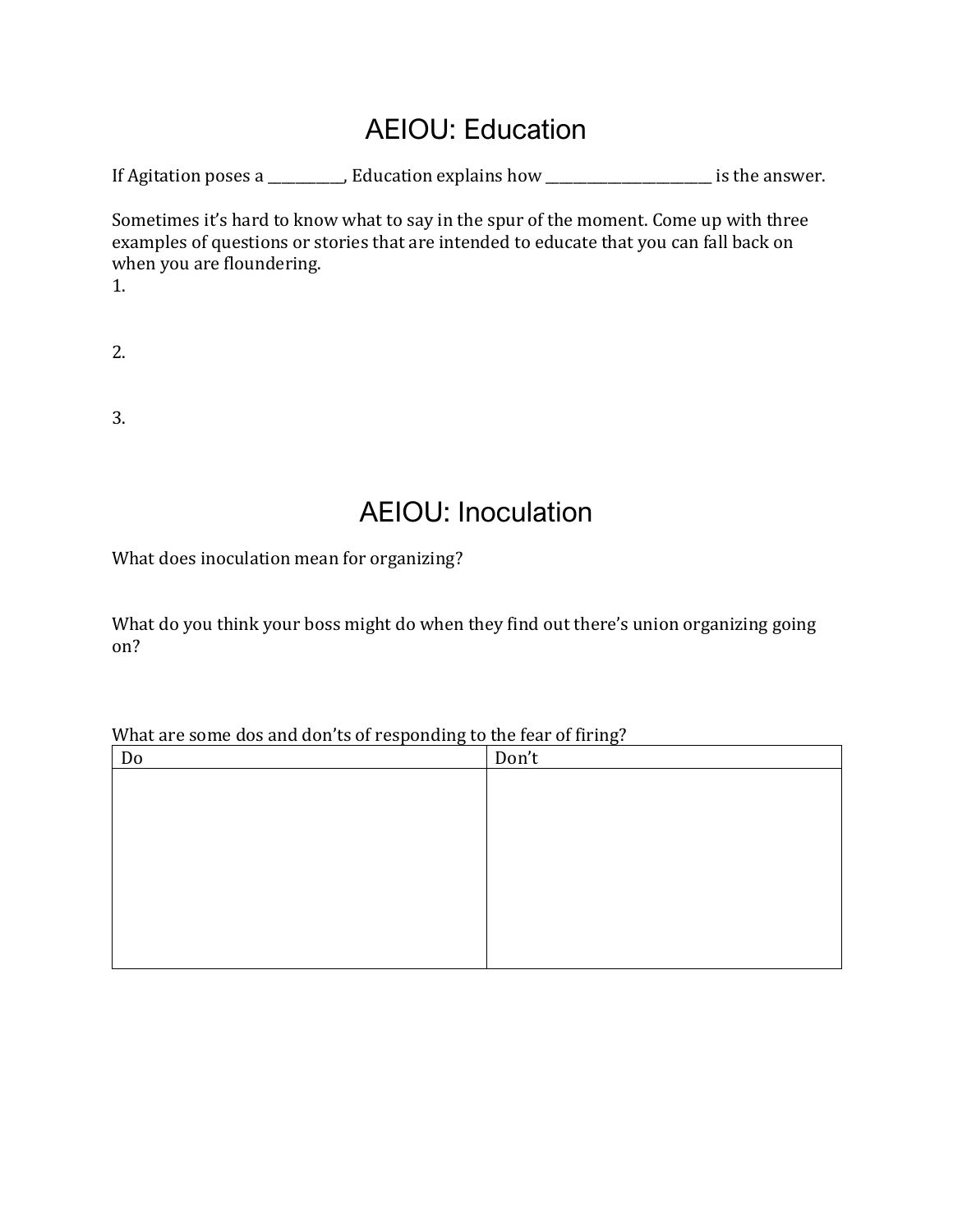# AEIOU: Education

If Agitation poses a ___________, Education explains how _________________________ is the answer.

Sometimes it's hard to know what to say in the spur of the moment. Come up with three examples of questions or stories that are intended to educate that you can fall back on when you are floundering.

1.

2.

3.

# AEIOU: Inoculation

What does inoculation mean for organizing?

What do you think your boss might do when they find out there's union organizing going on?

What are some dos and don'ts of responding to the fear of firing?

| Do | Don't |
|---|---|
| | |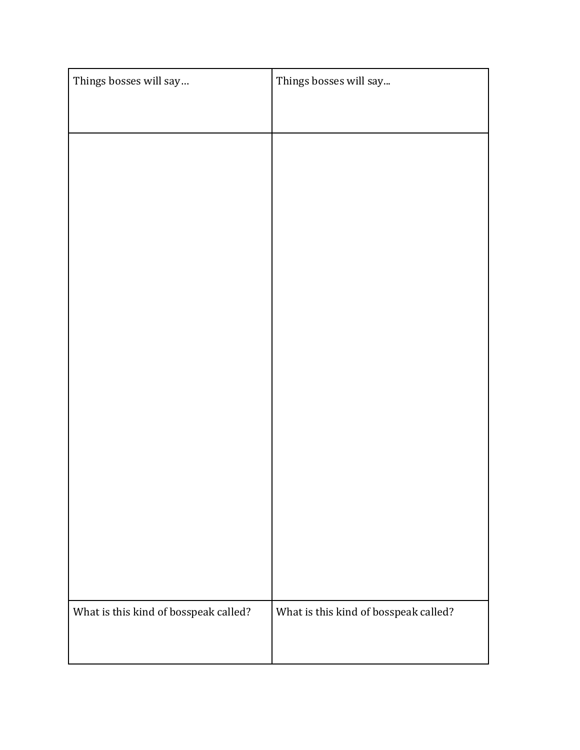| Things bosses will say… | Things bosses will say... |
| --- | --- |
| | |
| What is this kind of bosspeak called? | What is this kind of bosspeak called? |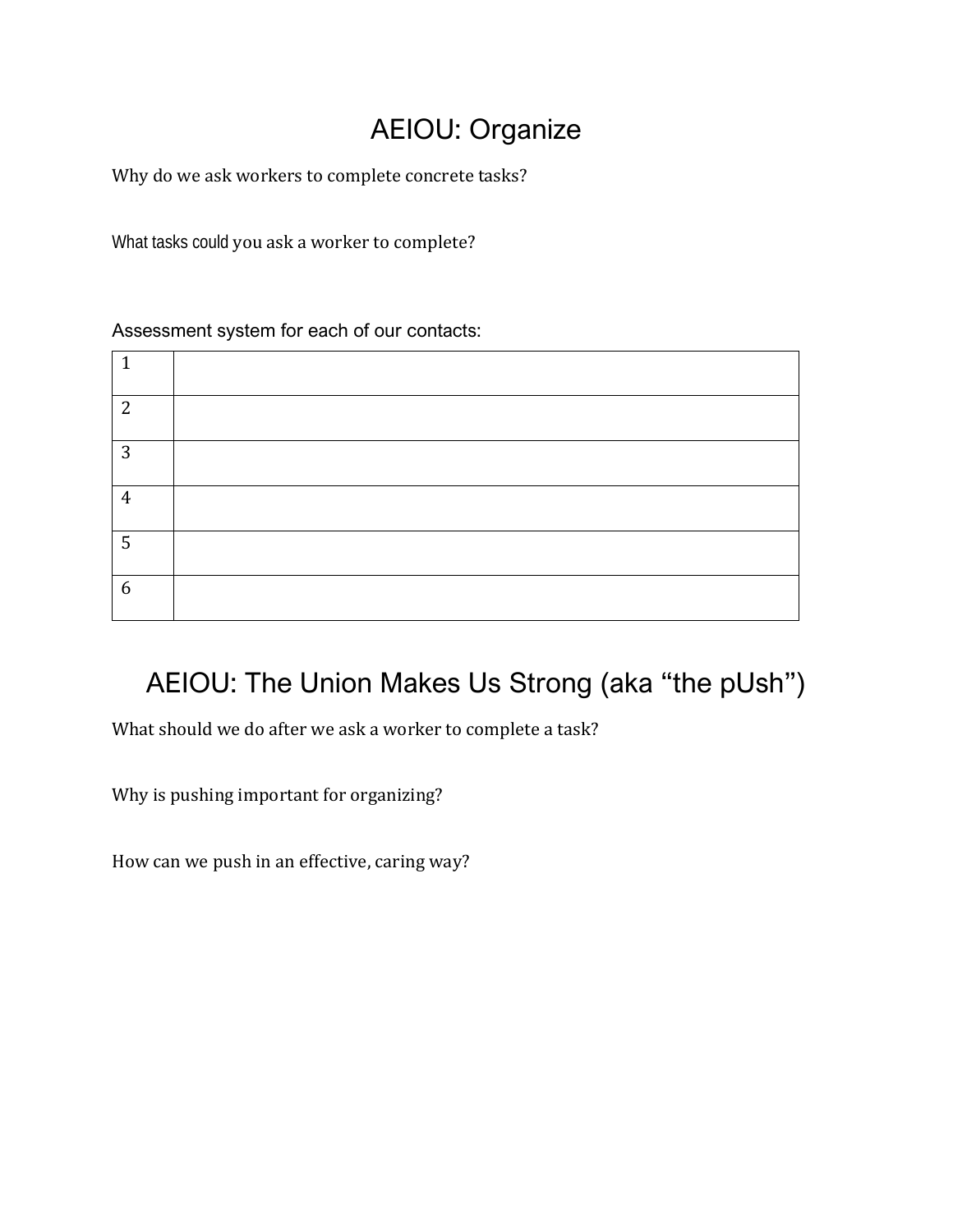# AEIOU: Organize

Why do we ask workers to complete concrete tasks?

What tasks could you ask a worker to complete?

Assessment system for each of our contacts:

| | |
|---|---|
| 1 | |
| 2 | |
| 3 | |
| 4 | |
| 5 | |
| 6 | |

# AEIOU: The Union Makes Us Strong (aka "the pUsh")

What should we do after we ask a worker to complete a task?

Why is pushing important for organizing?

How can we push in an effective, caring way?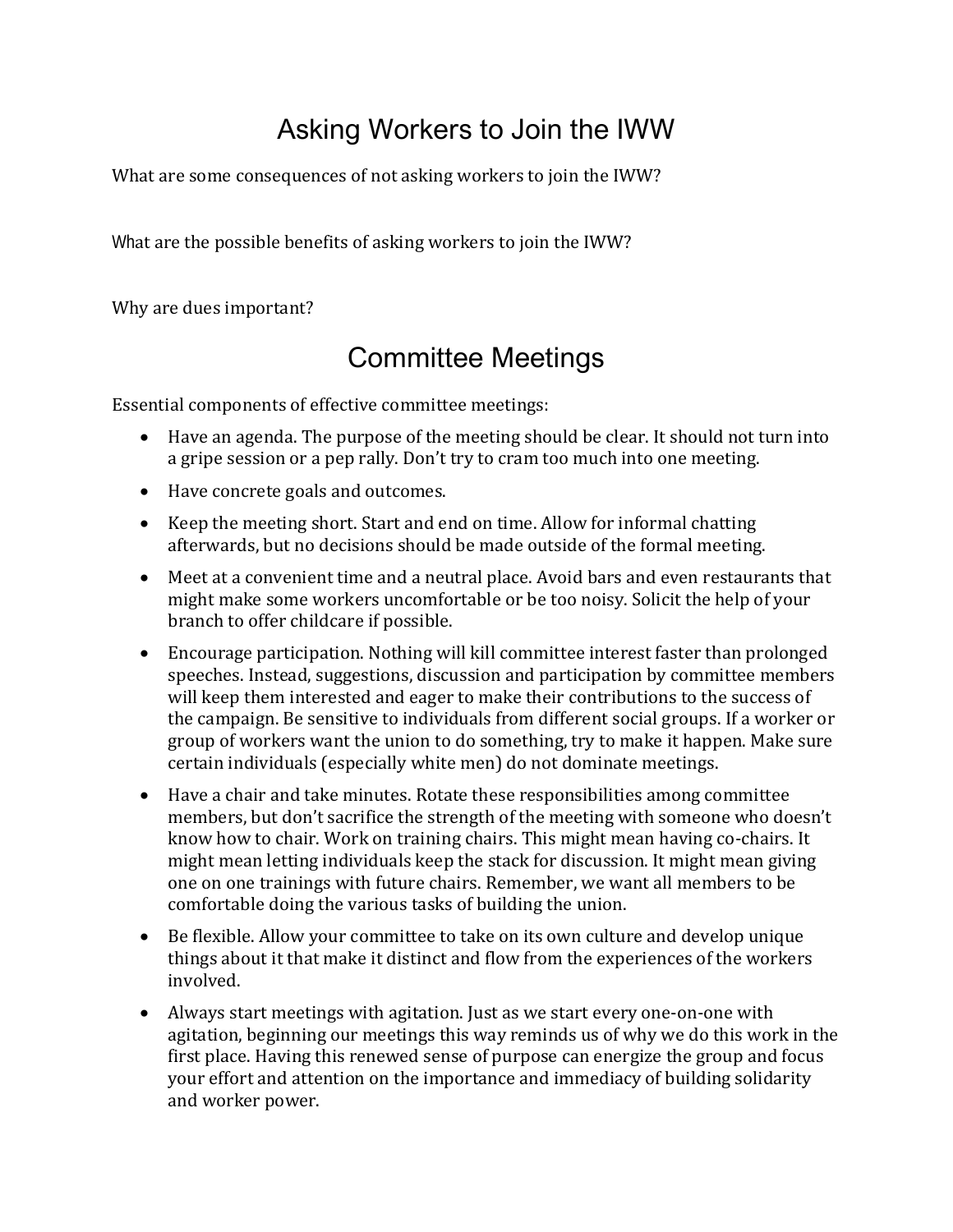# Asking Workers to Join the IWW

What are some consequences of not asking workers to join the IWW?

What are the possible benefits of asking workers to join the IWW?

Why are dues important?

# Committee Meetings

Essential components of effective committee meetings:

- Have an agenda. The purpose of the meeting should be clear. It should not turn into a gripe session or a pep rally. Don't try to cram too much into one meeting.
- Have concrete goals and outcomes.
- Keep the meeting short. Start and end on time. Allow for informal chatting afterwards, but no decisions should be made outside of the formal meeting.
- Meet at a convenient time and a neutral place. Avoid bars and even restaurants that might make some workers uncomfortable or be too noisy. Solicit the help of your branch to offer childcare if possible.
- Encourage participation. Nothing will kill committee interest faster than prolonged speeches. Instead, suggestions, discussion and participation by committee members will keep them interested and eager to make their contributions to the success of the campaign. Be sensitive to individuals from different social groups. If a worker or group of workers want the union to do something, try to make it happen. Make sure certain individuals (especially white men) do not dominate meetings.
- Have a chair and take minutes. Rotate these responsibilities among committee members, but don't sacrifice the strength of the meeting with someone who doesn't know how to chair. Work on training chairs. This might mean having co-chairs. It might mean letting individuals keep the stack for discussion. It might mean giving one on one trainings with future chairs. Remember, we want all members to be comfortable doing the various tasks of building the union.
- Be flexible. Allow your committee to take on its own culture and develop unique things about it that make it distinct and flow from the experiences of the workers involved.
- Always start meetings with agitation. Just as we start every one-on-one with agitation, beginning our meetings this way reminds us of why we do this work in the first place. Having this renewed sense of purpose can energize the group and focus your effort and attention on the importance and immediacy of building solidarity and worker power.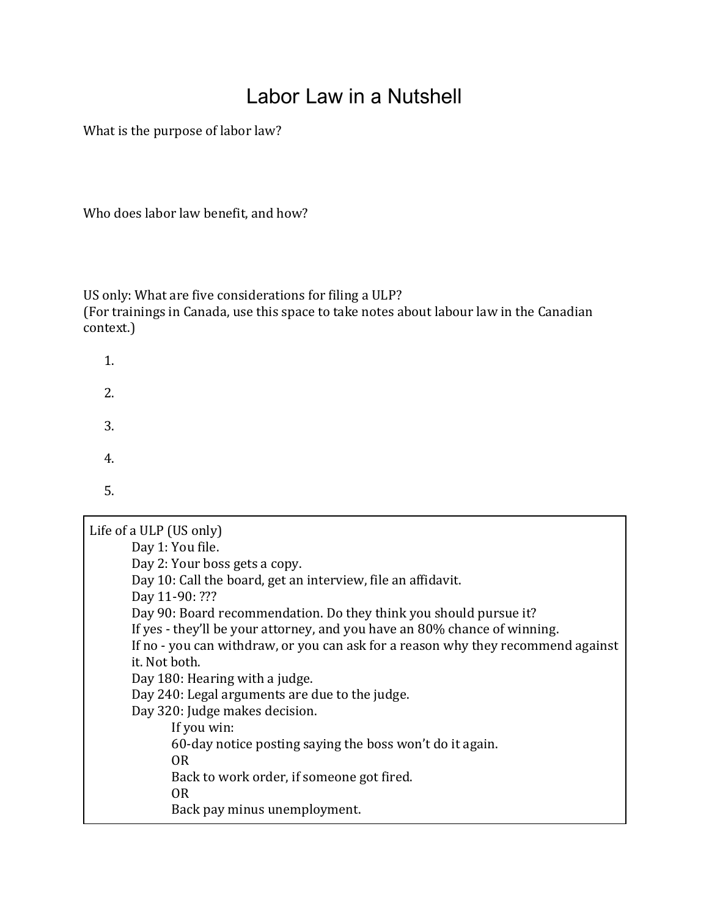# Labor Law in a Nutshell

What is the purpose of labor law?

Who does labor law benefit, and how?

US only: What are five considerations for filing a ULP?
(For trainings in Canada, use this space to take notes about labour law in the Canadian context.)

1.
2.
3.
4.
5.

---

Life of a ULP (US only)

- Day 1: You file.
- Day 2: Your boss gets a copy.
- Day 10: Call the board, get an interview, file an affidavit.
- Day 11-90: ???
- Day 90: Board recommendation. Do they think you should pursue it?
- If yes - they'll be your attorney, and you have an 80% chance of winning.
- If no - you can withdraw, or you can ask for a reason why they recommend against it. Not both.
- Day 180: Hearing with a judge.
- Day 240: Legal arguments are due to the judge.
- Day 320: Judge makes decision.
  - If you win:
  - 60-day notice posting saying the boss won't do it again.
  - OR
  - Back to work order, if someone got fired.
  - OR
  - Back pay minus unemployment.

---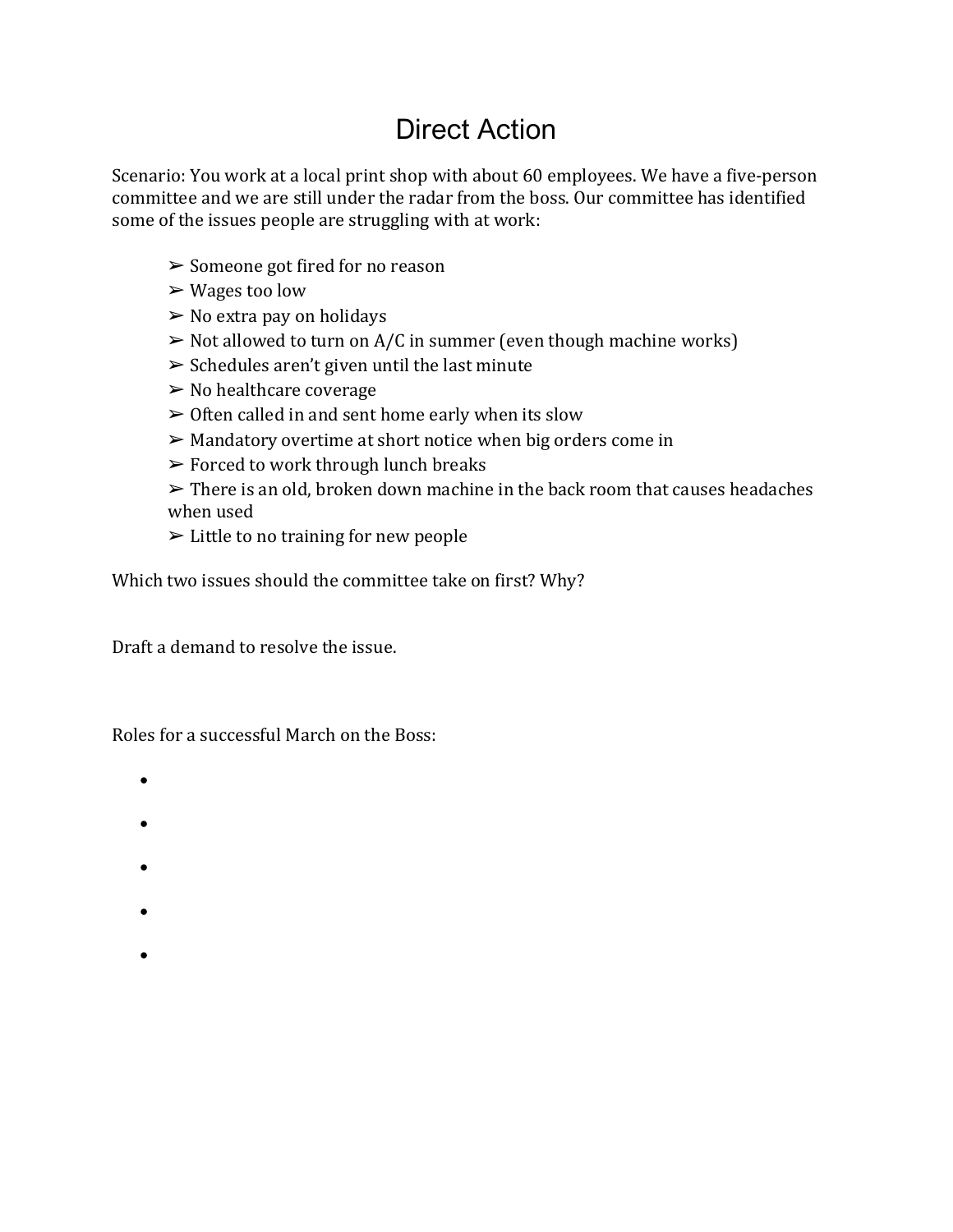# Direct Action

Scenario: You work at a local print shop with about 60 employees. We have a five-person committee and we are still under the radar from the boss. Our committee has identified some of the issues people are struggling with at work:

- ➢ Someone got fired for no reason
- ➢ Wages too low
- ➢ No extra pay on holidays
- ➢ Not allowed to turn on A/C in summer (even though machine works)
- ➢ Schedules aren't given until the last minute
- ➢ No healthcare coverage
- ➢ Often called in and sent home early when its slow
- ➢ Mandatory overtime at short notice when big orders come in
- ➢ Forced to work through lunch breaks
- ➢ There is an old, broken down machine in the back room that causes headaches when used
- ➢ Little to no training for new people

Which two issues should the committee take on first? Why?

Draft a demand to resolve the issue.

Roles for a successful March on the Boss:

- 
- 
- 
- 
-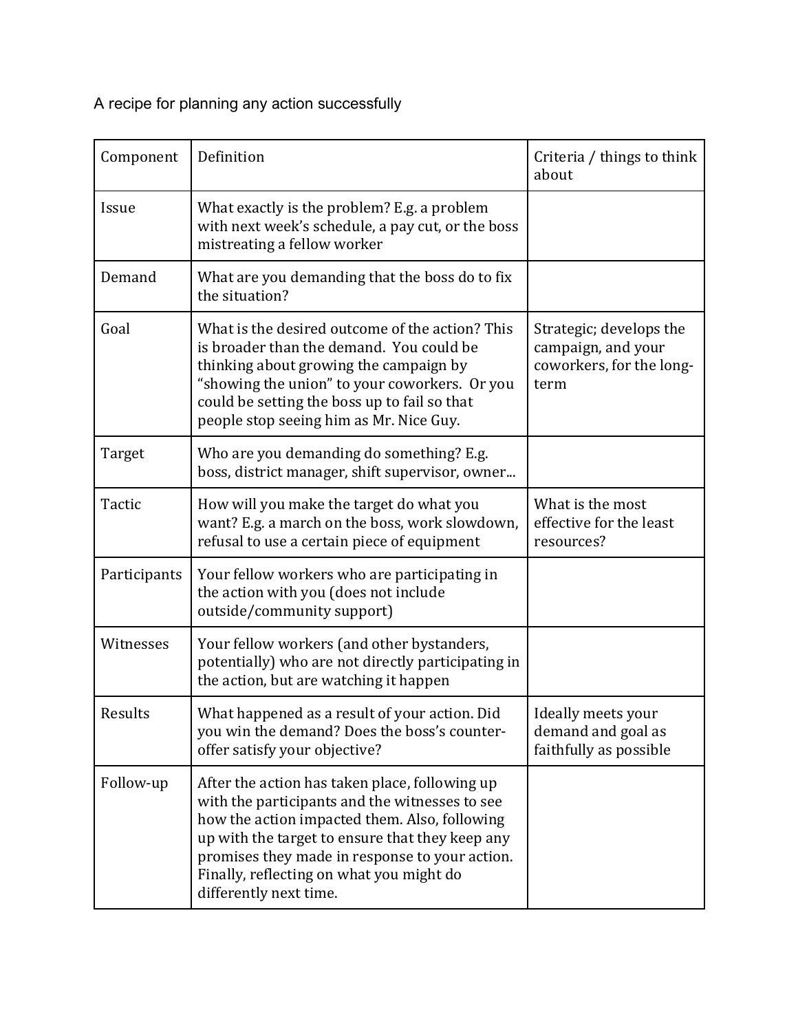A recipe for planning any action successfully

| Component | Definition | Criteria / things to think about |
| --- | --- | --- |
| Issue | What exactly is the problem? E.g. a problem with next week's schedule, a pay cut, or the boss mistreating a fellow worker | |
| Demand | What are you demanding that the boss do to fix the situation? | |
| Goal | What is the desired outcome of the action? This is broader than the demand. You could be thinking about growing the campaign by "showing the union" to your coworkers. Or you could be setting the boss up to fail so that people stop seeing him as Mr. Nice Guy. | Strategic; develops the campaign, and your coworkers, for the long-term |
| Target | Who are you demanding do something? E.g. boss, district manager, shift supervisor, owner... | |
| Tactic | How will you make the target do what you want? E.g. a march on the boss, work slowdown, refusal to use a certain piece of equipment | What is the most effective for the least resources? |
| Participants | Your fellow workers who are participating in the action with you (does not include outside/community support) | |
| Witnesses | Your fellow workers (and other bystanders, potentially) who are not directly participating in the action, but are watching it happen | |
| Results | What happened as a result of your action. Did you win the demand? Does the boss's counter-offer satisfy your objective? | Ideally meets your demand and goal as faithfully as possible |
| Follow-up | After the action has taken place, following up with the participants and the witnesses to see how the action impacted them. Also, following up with the target to ensure that they keep any promises they made in response to your action. Finally, reflecting on what you might do differently next time. | |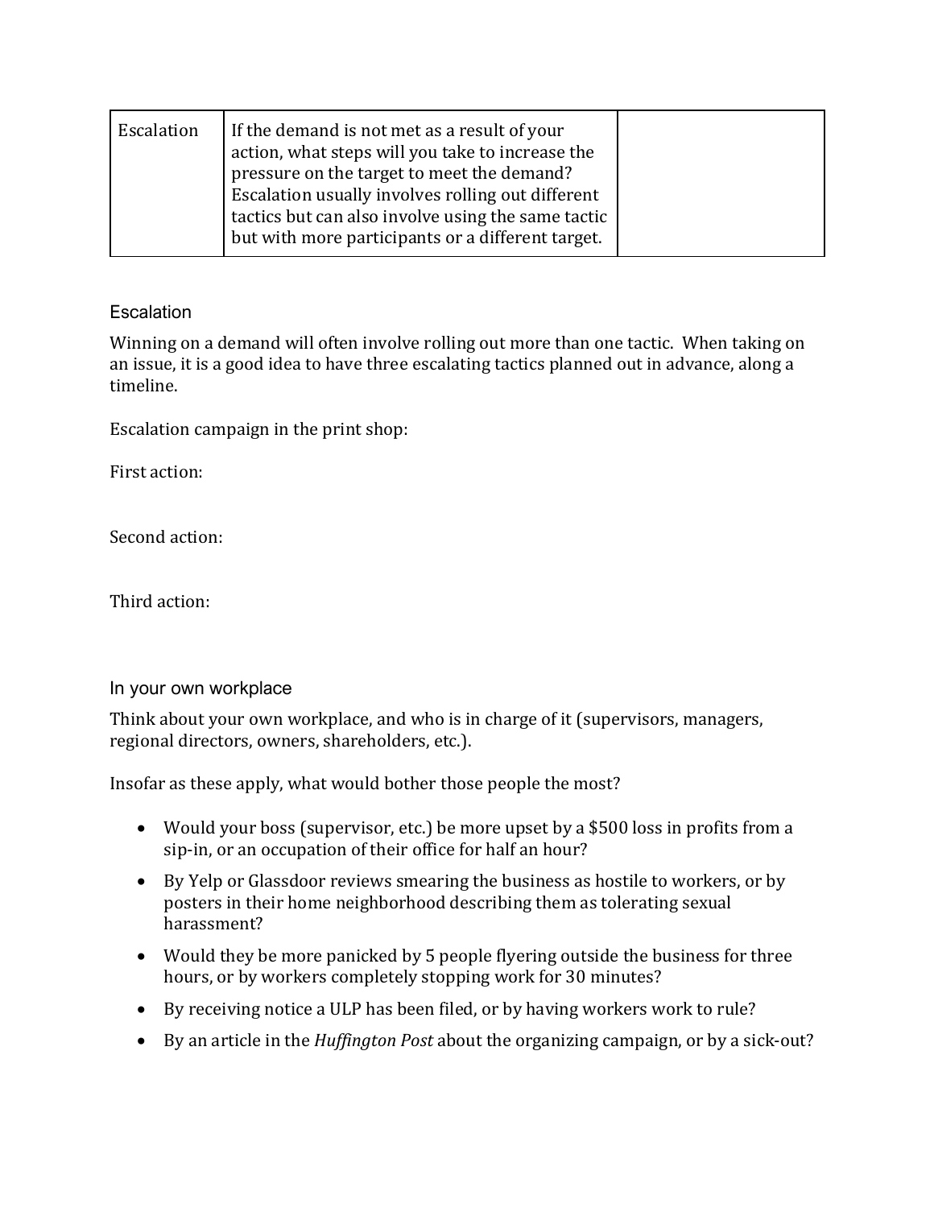| Escalation | If the demand is not met as a result of your action, what steps will you take to increase the pressure on the target to meet the demand? Escalation usually involves rolling out different tactics but can also involve using the same tactic but with more participants or a different target. | |
|---|---|---|

### Escalation

Winning on a demand will often involve rolling out more than one tactic. When taking on an issue, it is a good idea to have three escalating tactics planned out in advance, along a timeline.

Escalation campaign in the print shop:

First action:

Second action:

Third action:

### In your own workplace

Think about your own workplace, and who is in charge of it (supervisors, managers, regional directors, owners, shareholders, etc.).

Insofar as these apply, what would bother those people the most?

- Would your boss (supervisor, etc.) be more upset by a $500 loss in profits from a sip-in, or an occupation of their office for half an hour?
- By Yelp or Glassdoor reviews smearing the business as hostile to workers, or by posters in their home neighborhood describing them as tolerating sexual harassment?
- Would they be more panicked by 5 people flyering outside the business for three hours, or by workers completely stopping work for 30 minutes?
- By receiving notice a ULP has been filed, or by having workers work to rule?
- By an article in the *Huffington Post* about the organizing campaign, or by a sick-out?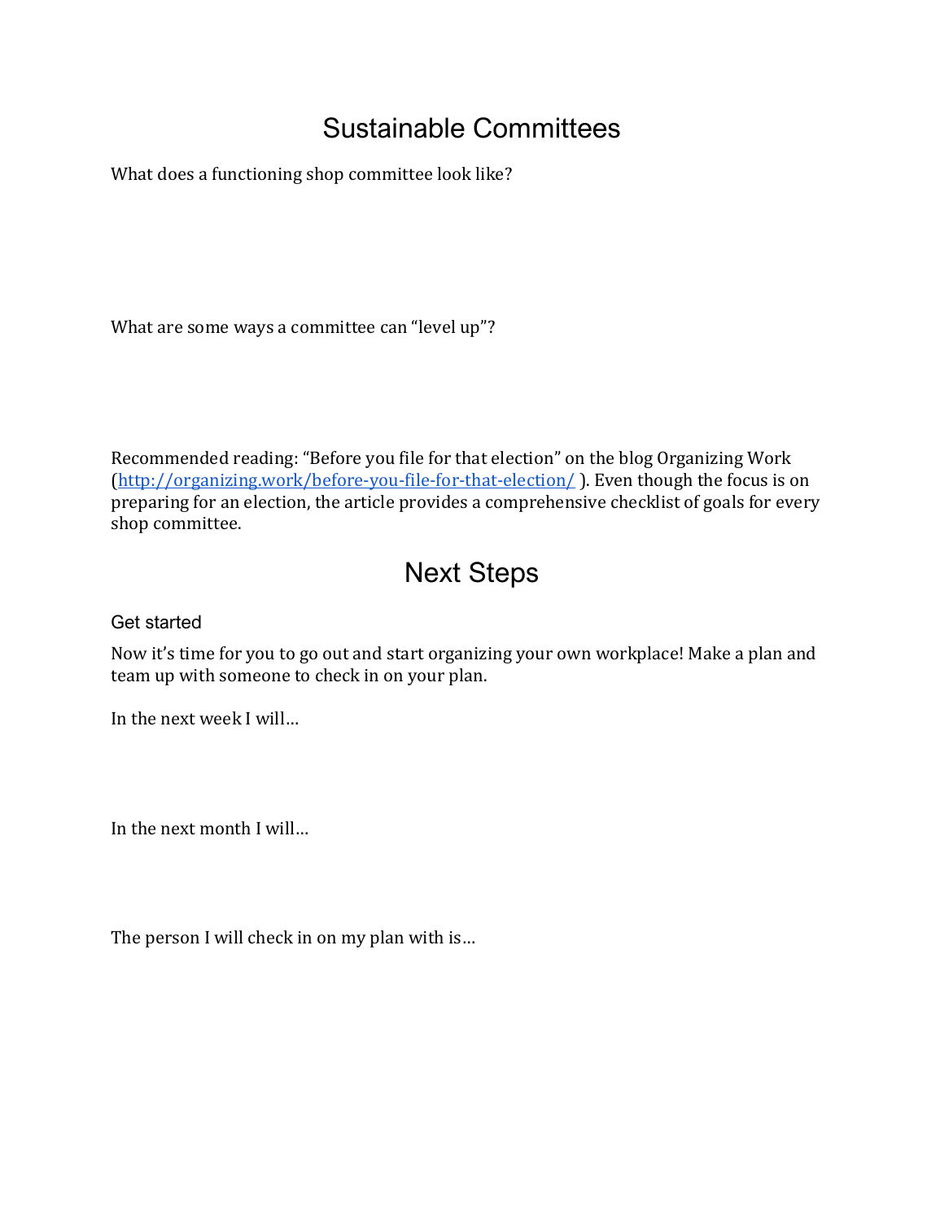# Sustainable Committees

What does a functioning shop committee look like?

What are some ways a committee can "level up"?

Recommended reading: "Before you file for that election" on the blog Organizing Work ([http://organizing.work/before-you-file-for-that-election/](http://organizing.work/before-you-file-for-that-election/) ). Even though the focus is on preparing for an election, the article provides a comprehensive checklist of goals for every shop committee.

# Next Steps

## Get started

Now it's time for you to go out and start organizing your own workplace! Make a plan and team up with someone to check in on your plan.

In the next week I will…

In the next month I will…

The person I will check in on my plan with is…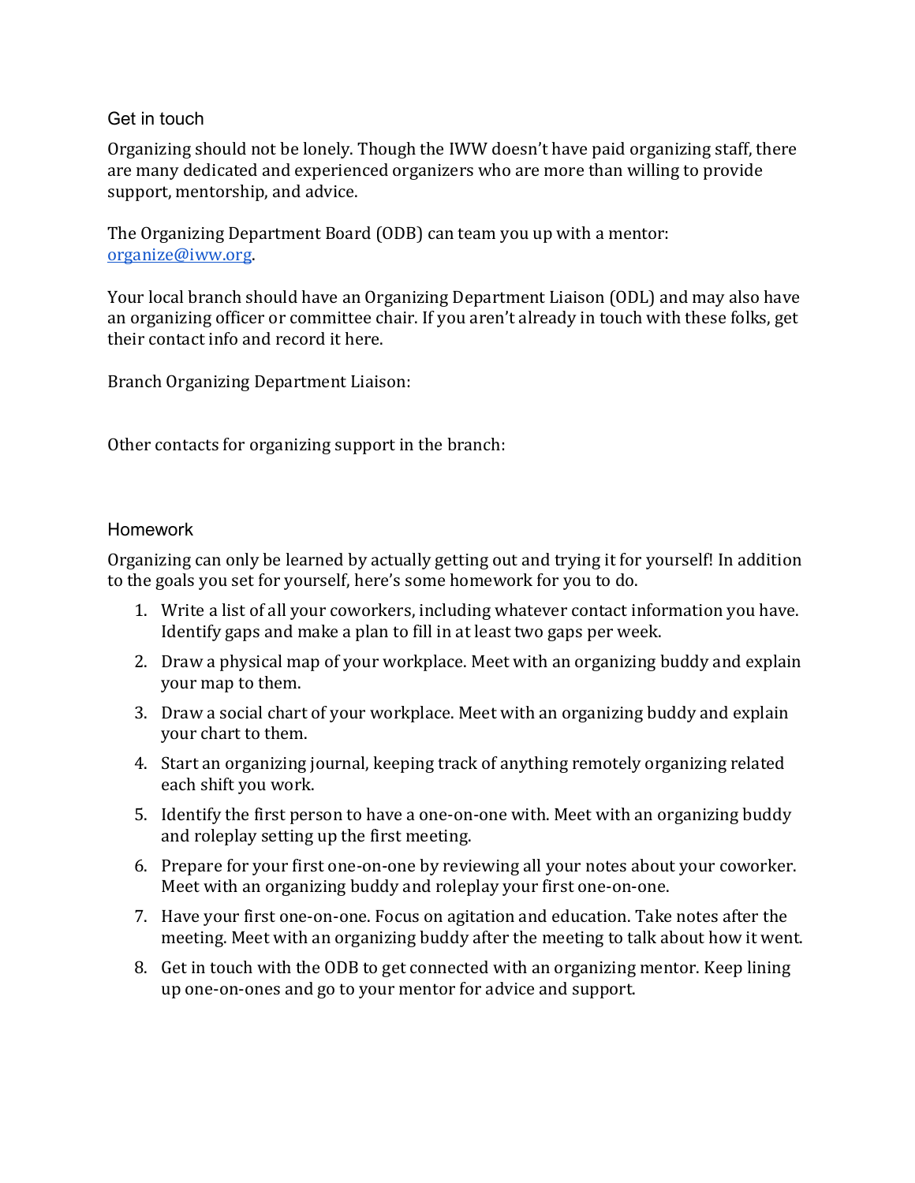## Get in touch

Organizing should not be lonely. Though the IWW doesn't have paid organizing staff, there are many dedicated and experienced organizers who are more than willing to provide support, mentorship, and advice.

The Organizing Department Board (ODB) can team you up with a mentor: [organize@iww.org](mailto:organize@iww.org).

Your local branch should have an Organizing Department Liaison (ODL) and may also have an organizing officer or committee chair. If you aren't already in touch with these folks, get their contact info and record it here.

Branch Organizing Department Liaison:

Other contacts for organizing support in the branch:

## Homework

Organizing can only be learned by actually getting out and trying it for yourself! In addition to the goals you set for yourself, here's some homework for you to do.

1. Write a list of all your coworkers, including whatever contact information you have. Identify gaps and make a plan to fill in at least two gaps per week.
2. Draw a physical map of your workplace. Meet with an organizing buddy and explain your map to them.
3. Draw a social chart of your workplace. Meet with an organizing buddy and explain your chart to them.
4. Start an organizing journal, keeping track of anything remotely organizing related each shift you work.
5. Identify the first person to have a one-on-one with. Meet with an organizing buddy and roleplay setting up the first meeting.
6. Prepare for your first one-on-one by reviewing all your notes about your coworker. Meet with an organizing buddy and roleplay your first one-on-one.
7. Have your first one-on-one. Focus on agitation and education. Take notes after the meeting. Meet with an organizing buddy after the meeting to talk about how it went.
8. Get in touch with the ODB to get connected with an organizing mentor. Keep lining up one-on-ones and go to your mentor for advice and support.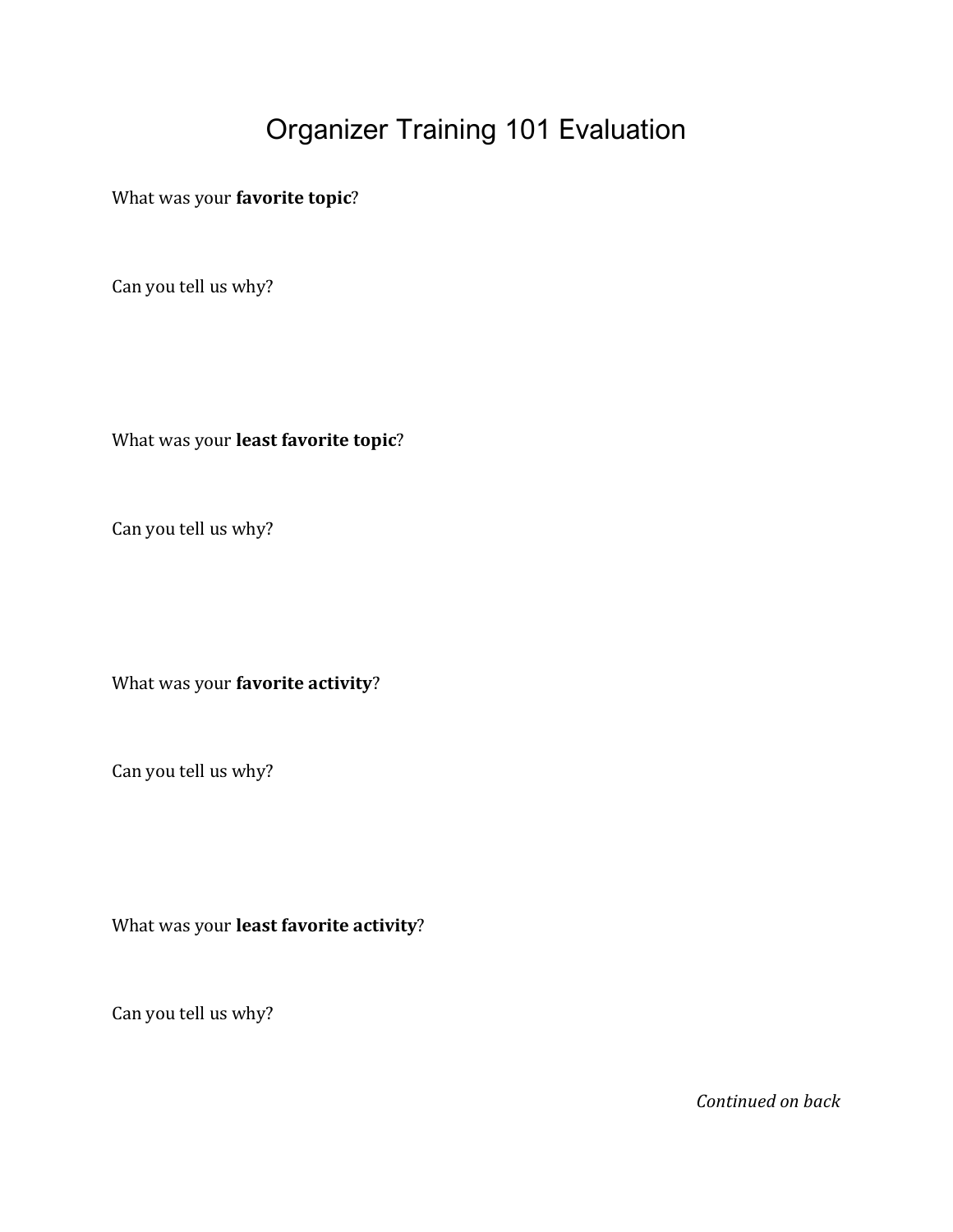# Organizer Training 101 Evaluation

What was your **favorite topic**?

Can you tell us why?

What was your **least favorite topic**?

Can you tell us why?

What was your **favorite activity**?

Can you tell us why?

What was your **least favorite activity**?

Can you tell us why?

*Continued on back*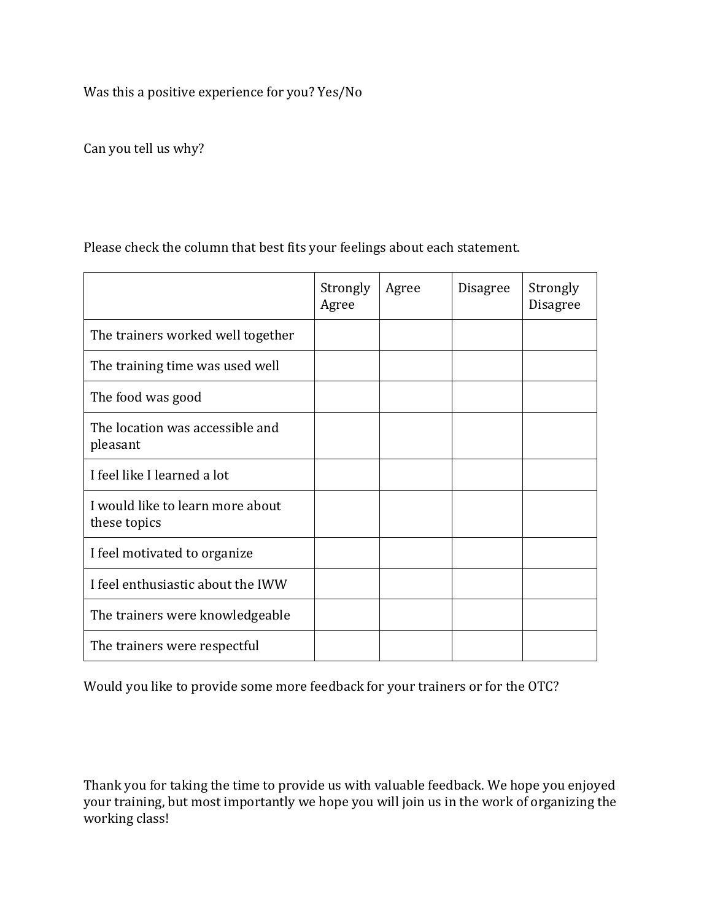Was this a positive experience for you? Yes/No

Can you tell us why?

Please check the column that best fits your feelings about each statement.

| | Strongly Agree | Agree | Disagree | Strongly Disagree |
|---|---|---|---|---|
| The trainers worked well together | | | | |
| The training time was used well | | | | |
| The food was good | | | | |
| The location was accessible and pleasant | | | | |
| I feel like I learned a lot | | | | |
| I would like to learn more about these topics | | | | |
| I feel motivated to organize | | | | |
| I feel enthusiastic about the IWW | | | | |
| The trainers were knowledgeable | | | | |
| The trainers were respectful | | | | |

Would you like to provide some more feedback for your trainers or for the OTC?

Thank you for taking the time to provide us with valuable feedback. We hope you enjoyed your training, but most importantly we hope you will join us in the work of organizing the working class!